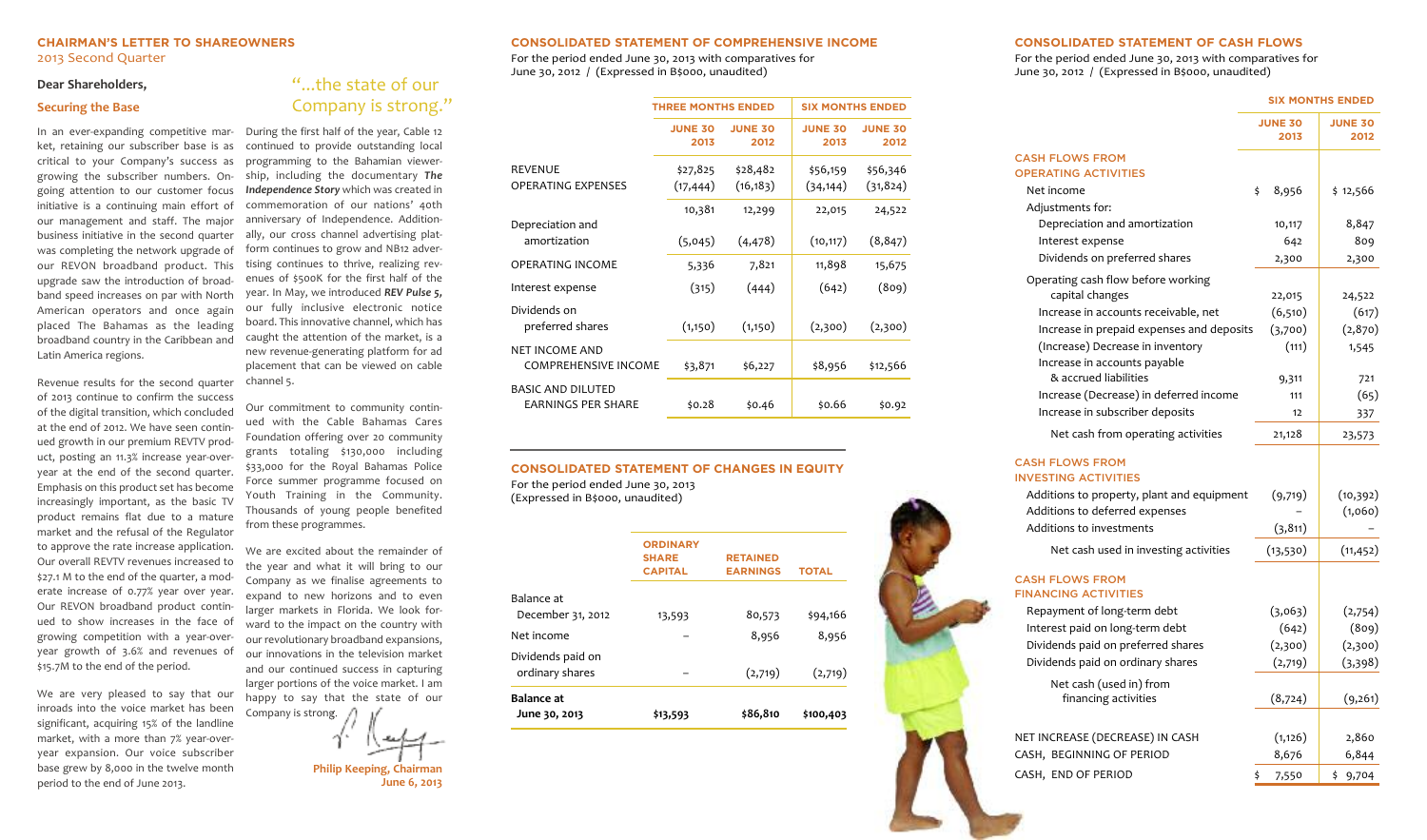## CHAIRMAN'S LETTER TO SHAREOWNERS

2013 Second Quarter

**Dear Shareholders,**

### Securing the Base

"...the state of our Company is strong."

In an ever-expanding competitive market, retaining our subscriber base is as critical to your Company's success as growing the subscriber numbers. Ongoing attention to our customer focus initiative is a continuing main effort of our management and staff. The major business initiative in the second quarter was completing the network upgrade of our REVON broadband product. This upgrade saw the introduction of broadband speed increases on par with North American operators and once again placed The Bahamas as the leading broadband country in the Caribbean and Latin America regions.

Revenue results for the second quarter of 2013 continue to confirm the success of the digital transition, which concluded at the end of 2012. We have seen continued growth in our premium REVTV product, posting an 11.3% increase year-over-year at the end of the second quarter. Emphasis on this product set has become increasingly important, as the basic TV product remains flat due to a mature market and the refusal of the Regulator to approve the rate increase application. Our overall REVTV revenues increased to $27.1 M to the end of the quarter, a moderate increase of 0.77% year over year. Our REVON broadband product continued to show increases in the face of growing competition with a year-over-year growth of 3.6% and revenues of $15.7M to the end of the period.

We are very pleased to say that our inroads into the voice market has been significant, acquiring 15% of the landline market, with a more than 7% year-over-year expansion. Our voice subscriber base grew by 8,000 in the twelve month period to the end of June 2013.

During the first half of the year, Cable 12 continued to provide outstanding local programming to the Bahamian viewership, including the documentary ***The Independence Story*** which was created in commemoration of our nations' 40th anniversary of Independence. Additionally, our cross channel advertising platform continues to grow and NB12 advertising continues to thrive, realizing revenues of $500K for the first half of the year. In May, we introduced ***REV Pulse 5***, our fully inclusive electronic notice board. This innovative channel, which has caught the attention of the market, is a new revenue-generating platform for ad placement that can be viewed on cable channel 5.

Our commitment to community continued with the Cable Bahamas Cares Foundation offering over 20 community grants totaling $130,000 including $33,000 for the Royal Bahamas Police Force summer programme focused on Youth Training in the Community. Thousands of young people benefited from these programmes.

We are excited about the remainder of the year and what it will bring to our Company as we finalise agreements to expand to new horizons and to even larger markets in Florida. We look forward to the impact on the country with our revolutionary broadband expansions, our innovations in the television market and our continued success in capturing larger portions of the voice market. I am happy to say that the state of our Company is strong.

**Philip Keeping, Chairman**
**June 6, 2013**

## CONSOLIDATED STATEMENT OF COMPREHENSIVE INCOME

For the period ended June 30, 2013 with comparatives for June 30, 2012 / (Expressed in B$000, unaudited)

| | THREE MONTHS ENDED | | SIX MONTHS ENDED | |
|---|---|---|---|---|
| | JUNE 30 2013 | JUNE 30 2012 | JUNE 30 2013 | JUNE 30 2012 |
| REVENUE | $27,825 | $28,482 | $56,159 | $56,346 |
| OPERATING EXPENSES | (17,444) | (16,183) | (34,144) | (31,824) |
| | 10,381 | 12,299 | 22,015 | 24,522 |
| Depreciation and amortization | (5,045) | (4,478) | (10,117) | (8,847) |
| OPERATING INCOME | 5,336 | 7,821 | 11,898 | 15,675 |
| Interest expense | (315) | (444) | (642) | (809) |
| Dividends on preferred shares | (1,150) | (1,150) | (2,300) | (2,300) |
| NET INCOME AND COMPREHENSIVE INCOME | $3,871 | $6,227 | $8,956 | $12,566 |
| BASIC AND DILUTED EARNINGS PER SHARE | $0.28 | $0.46 | $0.66 | $0.92 |

## CONSOLIDATED STATEMENT OF CHANGES IN EQUITY

For the period ended June 30, 2013 (Expressed in B$000, unaudited)

| | ORDINARY SHARE CAPITAL | RETAINED EARNINGS | TOTAL |
|---|---|---|---|
| Balance at December 31, 2012 | 13,593 | 80,573 | $94,166 |
| Net income | – | 8,956 | 8,956 |
| Dividends paid on ordinary shares | – | (2,719) | (2,719) |
| **Balance at June 30, 2013** | **$13,593** | **$86,810** | **$100,403** |

## CONSOLIDATED STATEMENT OF CASH FLOWS

For the period ended June 30, 2013 with comparatives for June 30, 2012 / (Expressed in B$000, unaudited)

| | SIX MONTHS ENDED | |
|---|---|---|
| | JUNE 30 2013 | JUNE 30 2012 |
| **CASH FLOWS FROM OPERATING ACTIVITIES** | | |
| Net income | $ 8,956 | $ 12,566 |
| Adjustments for: | | |
| Depreciation and amortization | 10,117 | 8,847 |
| Interest expense | 642 | 809 |
| Dividends on preferred shares | 2,300 | 2,300 |
| Operating cash flow before working capital changes | 22,015 | 24,522 |
| Increase in accounts receivable, net | (6,510) | (617) |
| Increase in prepaid expenses and deposits | (3,700) | (2,870) |
| (Increase) Decrease in inventory | (111) | 1,545 |
| Increase in accounts payable & accrued liabilities | 9,311 | 721 |
| Increase (Decrease) in deferred income | 111 | (65) |
| Increase in subscriber deposits | 12 | 337 |
| Net cash from operating activities | 21,128 | 23,573 |
| **CASH FLOWS FROM INVESTING ACTIVITIES** | | |
| Additions to property, plant and equipment | (9,719) | (10,392) |
| Additions to deferred expenses | – | (1,060) |
| Additions to investments | (3,811) | – |
| Net cash used in investing activities | (13,530) | (11,452) |
| **CASH FLOWS FROM FINANCING ACTIVITIES** | | |
| Repayment of long-term debt | (3,063) | (2,754) |
| Interest paid on long-term debt | (642) | (809) |
| Dividends paid on preferred shares | (2,300) | (2,300) |
| Dividends paid on ordinary shares | (2,719) | (3,398) |
| Net cash (used in) from financing activities | (8,724) | (9,261) |
| NET INCREASE (DECREASE) IN CASH | (1,126) | 2,860 |
| CASH, BEGINNING OF PERIOD | 8,676 | 6,844 |
| CASH, END OF PERIOD | $ 7,550 | $ 9,704 |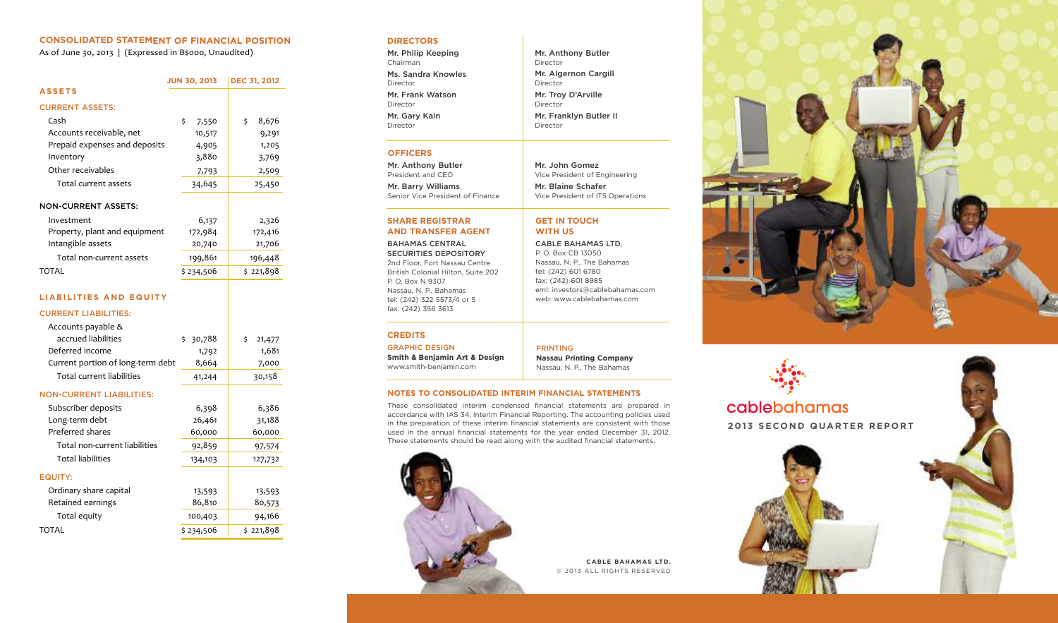## CONSOLIDATED STATEMENT OF FINANCIAL POSITION

As of June 30, 2013 | (Expressed in B$000, Unaudited)

| | JUN 30, 2013 | DEC 31, 2012 |
|---|---|---|
| **ASSETS** | | |
| **CURRENT ASSETS:** | | |
| Cash | $ 7,550 | $ 8,676 |
| Accounts receivable, net | 10,517 | 9,291 |
| Prepaid expenses and deposits | 4,905 | 1,205 |
| Inventory | 3,880 | 3,769 |
| Other receivables | 7,793 | 2,509 |
| Total current assets | 34,645 | 25,450 |
| **NON-CURRENT ASSETS:** | | |
| Investment | 6,137 | 2,326 |
| Property, plant and equipment | 172,984 | 172,416 |
| Intangible assets | 20,740 | 21,706 |
| Total non-current assets | 199,861 | 196,448 |
| TOTAL | $ 234,506 | $ 221,898 |
| **LIABILITIES AND EQUITY** | | |
| **CURRENT LIABILITIES:** | | |
| Accounts payable & accrued liabilities | $ 30,788 | $ 21,477 |
| Deferred income | 1,792 | 1,681 |
| Current portion of long-term debt | 8,664 | 7,000 |
| Total current liabilities | 41,244 | 30,158 |
| **NON-CURRENT LIABILITIES:** | | |
| Subscriber deposits | 6,398 | 6,386 |
| Long-term debt | 26,461 | 31,188 |
| Preferred shares | 60,000 | 60,000 |
| Total non-current liabilities | 92,859 | 97,574 |
| Total liabilities | 134,103 | 127,732 |
| **EQUITY:** | | |
| Ordinary share capital | 13,593 | 13,593 |
| Retained earnings | 86,810 | 80,573 |
| Total equity | 100,403 | 94,166 |
| TOTAL | $ 234,506 | $ 221,898 |

## DIRECTORS

Mr. Philip Keeping
Chairman

Ms. Sandra Knowles
Director

Mr. Frank Watson
Director

Mr. Gary Kain
Director

Mr. Anthony Butler
Director

Mr. Algernon Cargill
Director

Mr. Troy D'Arville
Director

Mr. Franklyn Butler II
Director

## OFFICERS

Mr. Anthony Butler
President and CEO

Mr. Barry Williams
Senior Vice President of Finance

Mr. John Gomez
Vice President of Engineering

Mr. Blaine Schafer
Vice President of ITS Operations

## SHARE REGISTRAR AND TRANSFER AGENT

BAHAMAS CENTRAL SECURITIES DEPOSITORY
2nd Floor, Fort Nassau Centre
British Colonial Hilton, Suite 202
P. O. Box N 9307
Nassau, N. P., Bahamas
tel: (242) 322 5573/4 or 5
fax: (242) 356 3613

## GET IN TOUCH WITH US

CABLE BAHAMAS LTD.
P. O. Box CB 13050
Nassau, N. P., The Bahamas
tel: (242) 601 6780
fax: (242) 601 8985
eml: investors@cablebahamas.com
web: www.cablebahamas.com

## CREDITS

GRAPHIC DESIGN
**Smith & Benjamin Art & Design**
www.smith-benjamin.com

PRINTING
**Nassau Printing Company**
Nassau, N. P., The Bahamas

## NOTES TO CONSOLIDATED INTERIM FINANCIAL STATEMENTS

These consolidated interim condensed financial statements are prepared in accordance with IAS 34, Interim Financial Reporting. The accounting policies used in the preparation of these interim financial statements are consistent with those used in the annual financial statements for the year ended December 31, 2012. These statements should be read along with the audited financial statements.

CABLE BAHAMAS LTD.
© 2013 ALL RIGHTS RESERVED

cablebahamas

**2013 SECOND QUARTER REPORT**